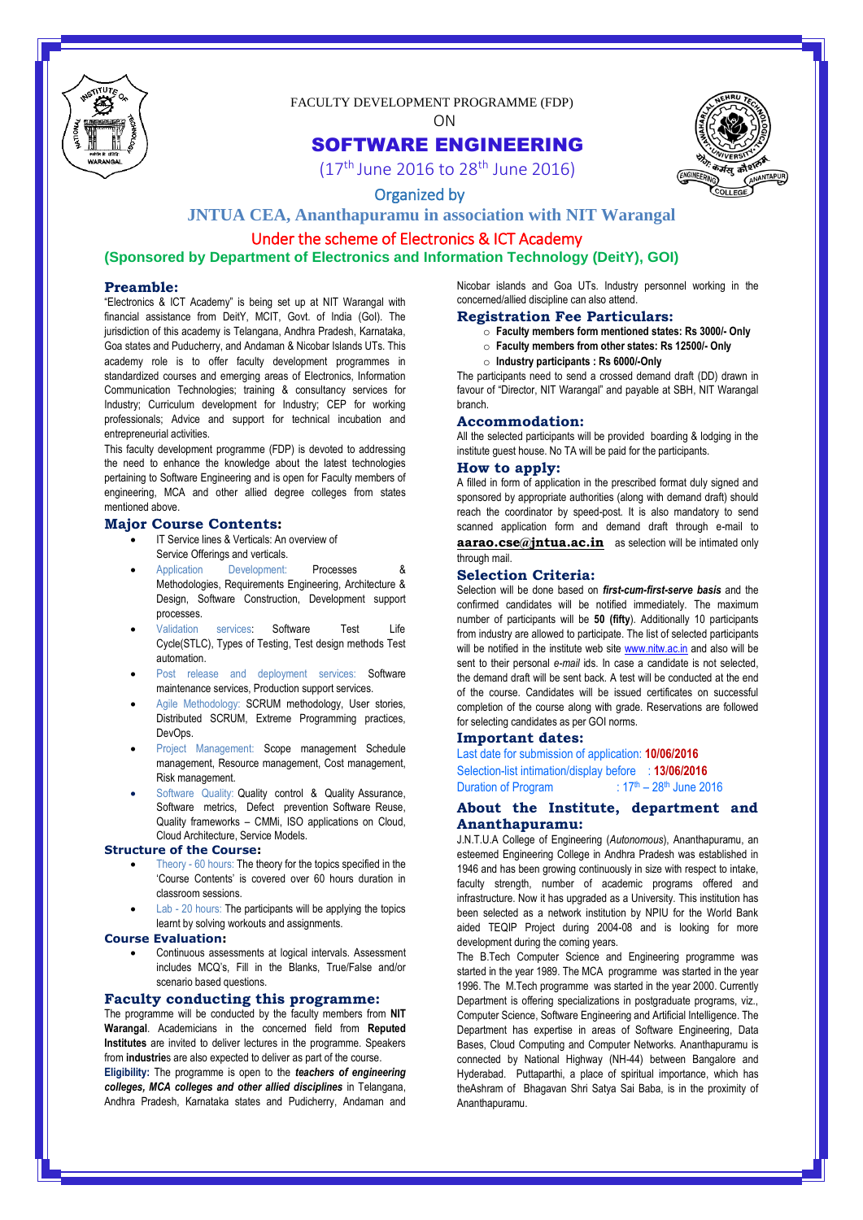FACULTY DEVELOPMENT PROGRAMME (FDP)

ON

# SOFTWARE ENGINEERING

(17th June 2016 to 28th June 2016)

Organized by

**JNTUA CEA, Ananthapuramu in association with NIT Warangal**

Under the scheme of Electronics & ICT Academy

**(Sponsored by Department of Electronics and Information Technology (DeitY), GOI)**

## Preamble:

"Electronics & ICT Academy" is being set up at NIT Warangal with financial assistance from DeitY, MCIT, Govt. of India (GoI). The jurisdiction of this academy is Telangana, Andhra Pradesh, Karnataka, Goa states and Puducherry, and Andaman & Nicobar Islands UTs. This academy role is to offer faculty development programmes in standardized courses and emerging areas of Electronics, Information Communication Technologies; training & consultancy services for Industry; Curriculum development for Industry; CEP for working professionals; Advice and support for technical incubation and entrepreneurial activities.

This faculty development programme (FDP) is devoted to addressing the need to enhance the knowledge about the latest technologies pertaining to Software Engineering and is open for Faculty members of engineering, MCA and other allied degree colleges from states mentioned above.

## Major Course Contents:

- IT Service lines & Verticals: An overview of Service Offerings and verticals.
- Application Development: Processes & Methodologies, Requirements Engineering, Architecture & Design, Software Construction, Development support processes.
- Validation services: Software Test Life Cycle(STLC), Types of Testing, Test design methods Test automation.
- Post release and deployment services: Software maintenance services, Production support services.
- Agile Methodology: SCRUM methodology, User stories, Distributed SCRUM, Extreme Programming practices, DevOps.
- Project Management: Scope management Schedule management, Resource management, Cost management, Risk management.
- Software Quality: Quality control & Quality Assurance, Software metrics, Defect prevention Software Reuse, Quality frameworks – CMMi, ISO applications on Cloud, Cloud Architecture, Service Models.

## Structure of the Course:

- Theory - 60 hours: The theory for the topics specified in the 'Course Contents' is covered over 60 hours duration in classroom sessions.
- Lab - 20 hours: The participants will be applying the topics learnt by solving workouts and assignments.

## Course Evaluation:

- Continuous assessments at logical intervals. Assessment includes MCQ's, Fill in the Blanks, True/False and/or scenario based questions.

## Faculty conducting this programme:

The programme will be conducted by the faculty members from **NIT Warangal**. Academicians in the concerned field from **Reputed Institutes** are invited to deliver lectures in the programme. Speakers from **industries** are also expected to deliver as part of the course.

**Eligibility:** The programme is open to the ***teachers of engineering colleges, MCA colleges and other allied disciplines*** in Telangana, Andhra Pradesh, Karnataka states and Pudicherry, Andaman and Nicobar islands and Goa UTs. Industry personnel working in the concerned/allied discipline can also attend.

## Registration Fee Particulars:

- **Faculty members form mentioned states: Rs 3000/- Only**
- **Faculty members from other states: Rs 12500/- Only**
- **Industry participants : Rs 6000/-Only**

The participants need to send a crossed demand draft (DD) drawn in favour of "Director, NIT Warangal" and payable at SBH, NIT Warangal branch.

## Accommodation:

All the selected participants will be provided boarding & lodging in the institute guest house. No TA will be paid for the participants.

## How to apply:

A filled in form of application in the prescribed format duly signed and sponsored by appropriate authorities (along with demand draft) should reach the coordinator by speed-post. It is also mandatory to send scanned application form and demand draft through e-mail to **aarao.cse@jntua.ac.in** as selection will be intimated only through mail.

## Selection Criteria:

Selection will be done based on ***first-cum-first-serve basis*** and the confirmed candidates will be notified immediately. The maximum number of participants will be **50 (fifty**). Additionally 10 participants from industry are allowed to participate. The list of selected participants will be notified in the institute web site www.nitw.ac.in and also will be sent to their personal *e-mail* ids. In case a candidate is not selected, the demand draft will be sent back. A test will be conducted at the end of the course. Candidates will be issued certificates on successful completion of the course along with grade. Reservations are followed for selecting candidates as per GOI norms.

## Important dates:

Last date for submission of application: **10/06/2016**

Selection-list intimation/display before : **13/06/2016**

Duration of Program : 17th – 28th June 2016

## About the Institute, department and Ananthapuramu:

J.N.T.U.A College of Engineering (*Autonomous*), Ananthapuramu, an esteemed Engineering College in Andhra Pradesh was established in 1946 and has been growing continuously in size with respect to intake, faculty strength, number of academic programs offered and infrastructure. Now it has upgraded as a University. This institution has been selected as a network institution by NPIU for the World Bank aided TEQIP Project during 2004-08 and is looking for more development during the coming years.

The B.Tech Computer Science and Engineering programme was started in the year 1989. The MCA programme was started in the year 1996. The M.Tech programme was started in the year 2000. Currently Department is offering specializations in postgraduate programs, viz., Computer Science, Software Engineering and Artificial Intelligence. The Department has expertise in areas of Software Engineering, Data Bases, Cloud Computing and Computer Networks. Ananthapuramu is connected by National Highway (NH-44) between Bangalore and Hyderabad. Puttaparthi, a place of spiritual importance, which has theAshram of Bhagavan Shri Satya Sai Baba, is in the proximity of Ananthapuramu.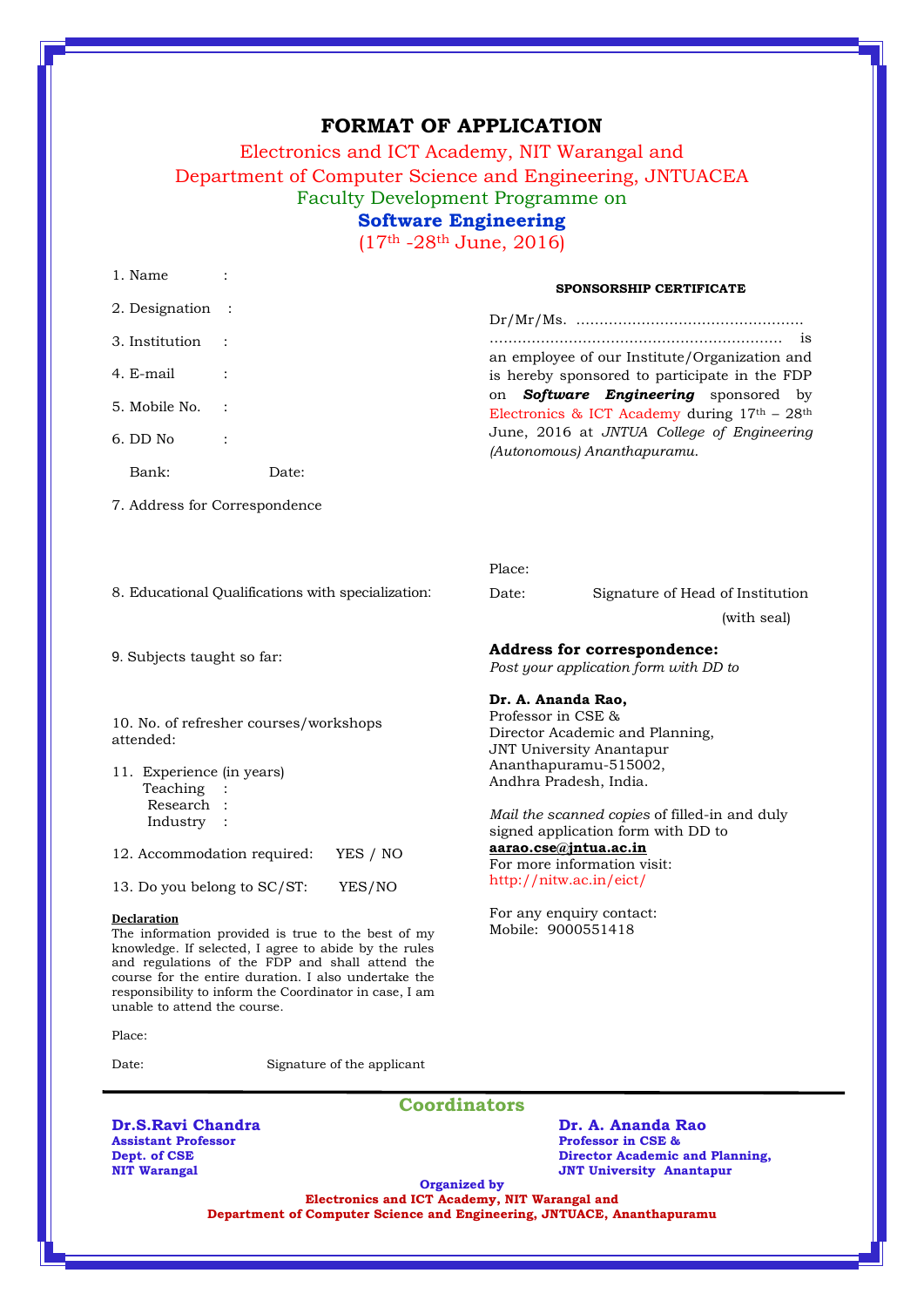# FORMAT OF APPLICATION

Electronics and ICT Academy, NIT Warangal and
Department of Computer Science and Engineering, JNTUACEA
Faculty Development Programme on
**Software Engineering**
(17th -28th June, 2016)

1. Name :
2. Designation :
3. Institution :
4. E-mail :
5. Mobile No. :
6. DD No :

   Bank: Date:

7. Address for Correspondence

8. Educational Qualifications with specialization:

9. Subjects taught so far:

10. No. of refresher courses/workshops attended:

11. Experience (in years)
    Teaching :
    Research :
    Industry :

12. Accommodation required: YES / NO

13. Do you belong to SC/ST: YES/NO

**Declaration**

The information provided is true to the best of my knowledge. If selected, I agree to abide by the rules and regulations of the FDP and shall attend the course for the entire duration. I also undertake the responsibility to inform the Coordinator in case, I am unable to attend the course.

Place:

Date: Signature of the applicant

**SPONSORSHIP CERTIFICATE**

Dr/Mr/Ms. ………………………………………… ………………………………………………… is an employee of our Institute/Organization and is hereby sponsored to participate in the FDP on ***Software Engineering*** sponsored by Electronics & ICT Academy during 17th – 28th June, 2016 at *JNTUA College of Engineering (Autonomous) Ananthapuramu.*

Place:

Date: Signature of Head of Institution (with seal)

**Address for correspondence:**

*Post your application form with DD to*

**Dr. A. Ananda Rao,**
Professor in CSE &
Director Academic and Planning,
JNT University Anantapur
Ananthapuramu-515002,
Andhra Pradesh, India.

*Mail the scanned copies* of filled-in and duly signed application form with DD to **aarao.cse@jntua.ac.in**

For more information visit:
http://nitw.ac.in/eict/

For any enquiry contact:
Mobile: 9000551418

## Coordinators

**Dr.S.Ravi Chandra**
**Assistant Professor**
**Dept. of CSE**
**NIT Warangal**

**Dr. A. Ananda Rao**
**Professor in CSE &**
**Director Academic and Planning,**
**JNT University Anantapur**

**Organized by**
**Electronics and ICT Academy, NIT Warangal and**
**Department of Computer Science and Engineering, JNTUACE, Ananthapuramu**